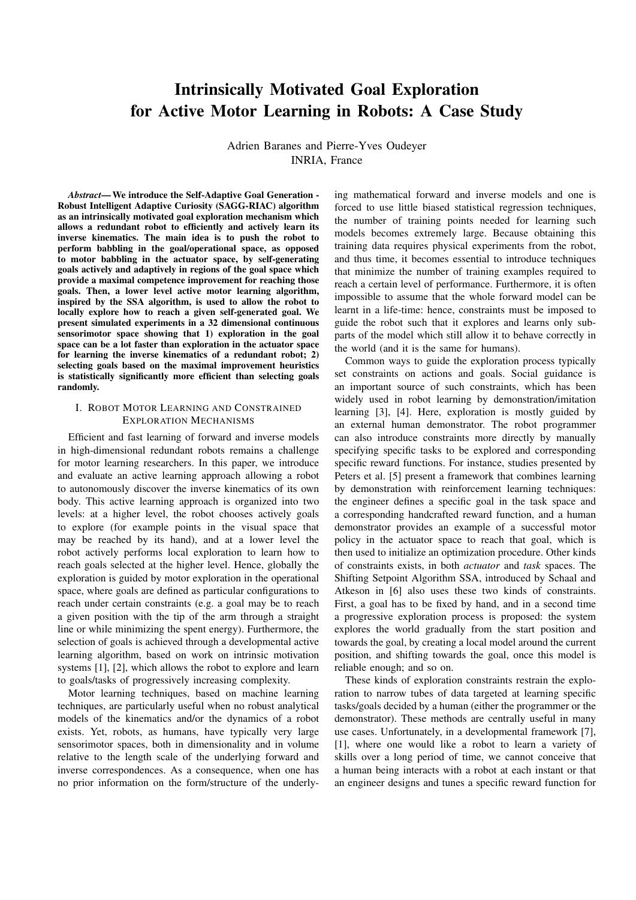# Intrinsically Motivated Goal Exploration for Active Motor Learning in Robots: A Case Study

Adrien Baranes and Pierre-Yves Oudeyer
INRIA, France

***Abstract*— We introduce the Self-Adaptive Goal Generation - Robust Intelligent Adaptive Curiosity (SAGG-RIAC) algorithm as an intrinsically motivated goal exploration mechanism which allows a redundant robot to efficiently and actively learn its inverse kinematics. The main idea is to push the robot to perform babbling in the goal/operational space, as opposed to motor babbling in the actuator space, by self-generating goals actively and adaptively in regions of the goal space which provide a maximal competence improvement for reaching those goals. Then, a lower level active motor learning algorithm, inspired by the SSA algorithm, is used to allow the robot to locally explore how to reach a given self-generated goal. We present simulated experiments in a 32 dimensional continuous sensorimotor space showing that 1) exploration in the goal space can be a lot faster than exploration in the actuator space for learning the inverse kinematics of a redundant robot; 2) selecting goals based on the maximal improvement heuristics is statistically significantly more efficient than selecting goals randomly.**

## I. Robot Motor Learning and Constrained Exploration Mechanisms

Efficient and fast learning of forward and inverse models in high-dimensional redundant robots remains a challenge for motor learning researchers. In this paper, we introduce and evaluate an active learning approach allowing a robot to autonomously discover the inverse kinematics of its own body. This active learning approach is organized into two levels: at a higher level, the robot chooses actively goals to explore (for example points in the visual space that may be reached by its hand), and at a lower level the robot actively performs local exploration to learn how to reach goals selected at the higher level. Hence, globally the exploration is guided by motor exploration in the operational space, where goals are defined as particular configurations to reach under certain constraints (e.g. a goal may be to reach a given position with the tip of the arm through a straight line or while minimizing the spent energy). Furthermore, the selection of goals is achieved through a developmental active learning algorithm, based on work on intrinsic motivation systems [1], [2], which allows the robot to explore and learn to goals/tasks of progressively increasing complexity.

Motor learning techniques, based on machine learning techniques, are particularly useful when no robust analytical models of the kinematics and/or the dynamics of a robot exists. Yet, robots, as humans, have typically very large sensorimotor spaces, both in dimensionality and in volume relative to the length scale of the underlying forward and inverse correspondences. As a consequence, when one has no prior information on the form/structure of the underlying mathematical forward and inverse models and one is forced to use little biased statistical regression techniques, the number of training points needed for learning such models becomes extremely large. Because obtaining this training data requires physical experiments from the robot, and thus time, it becomes essential to introduce techniques that minimize the number of training examples required to reach a certain level of performance. Furthermore, it is often impossible to assume that the whole forward model can be learnt in a life-time: hence, constraints must be imposed to guide the robot such that it explores and learns only sub-parts of the model which still allow it to behave correctly in the world (and it is the same for humans).

Common ways to guide the exploration process typically set constraints on actions and goals. Social guidance is an important source of such constraints, which has been widely used in robot learning by demonstration/imitation learning [3], [4]. Here, exploration is mostly guided by an external human demonstrator. The robot programmer can also introduce constraints more directly by manually specifying specific tasks to be explored and corresponding specific reward functions. For instance, studies presented by Peters et al. [5] present a framework that combines learning by demonstration with reinforcement learning techniques: the engineer defines a specific goal in the task space and a corresponding handcrafted reward function, and a human demonstrator provides an example of a successful motor policy in the actuator space to reach that goal, which is then used to initialize an optimization procedure. Other kinds of constraints exists, in both *actuator* and *task* spaces. The Shifting Setpoint Algorithm SSA, introduced by Schaal and Atkeson in [6] also uses these two kinds of constraints. First, a goal has to be fixed by hand, and in a second time a progressive exploration process is proposed: the system explores the world gradually from the start position and towards the goal, by creating a local model around the current position, and shifting towards the goal, once this model is reliable enough; and so on.

These kinds of exploration constraints restrain the exploration to narrow tubes of data targeted at learning specific tasks/goals decided by a human (either the programmer or the demonstrator). These methods are centrally useful in many use cases. Unfortunately, in a developmental framework [7], [1], where one would like a robot to learn a variety of skills over a long period of time, we cannot conceive that a human being interacts with a robot at each instant or that an engineer designs and tunes a specific reward function for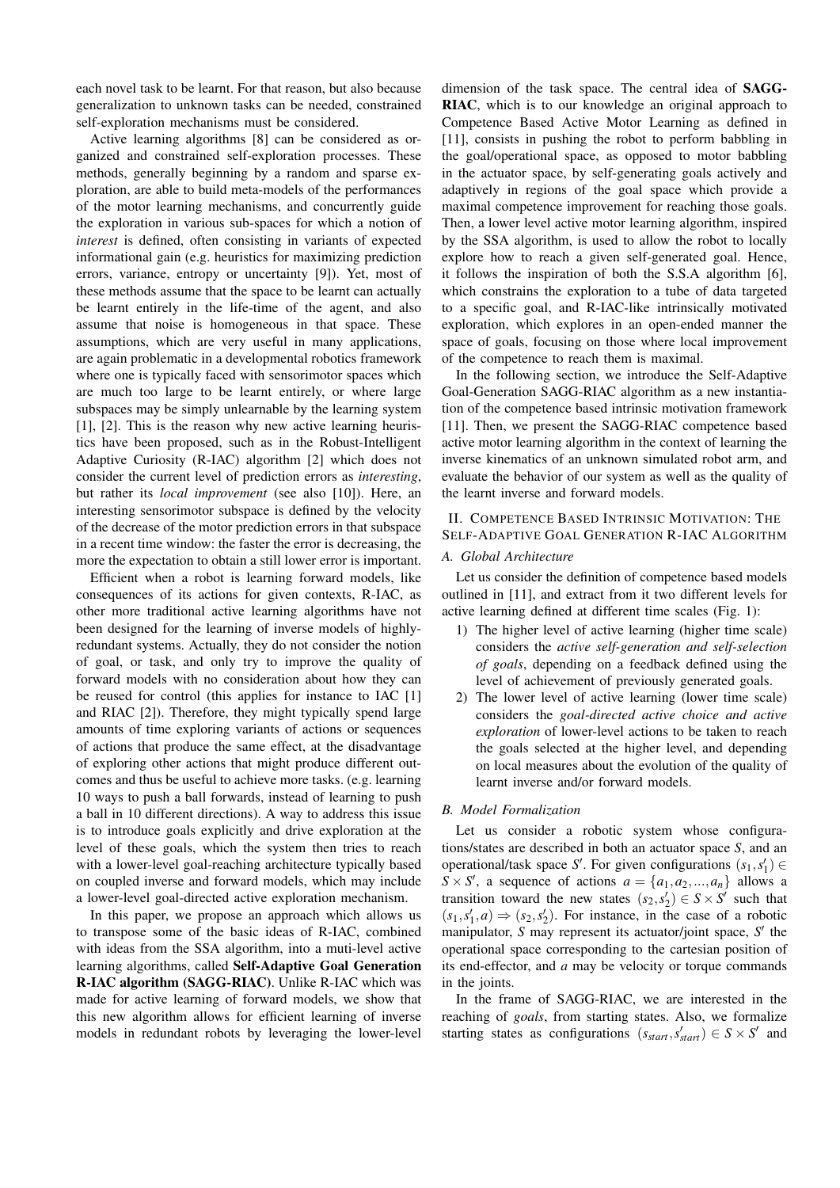each novel task to be learnt. For that reason, but also because generalization to unknown tasks can be needed, constrained self-exploration mechanisms must be considered.

Active learning algorithms [8] can be considered as organized and constrained self-exploration processes. These methods, generally beginning by a random and sparse exploration, are able to build meta-models of the performances of the motor learning mechanisms, and concurrently guide the exploration in various sub-spaces for which a notion of *interest* is defined, often consisting in variants of expected informational gain (e.g. heuristics for maximizing prediction errors, variance, entropy or uncertainty [9]). Yet, most of these methods assume that the space to be learnt can actually be learnt entirely in the life-time of the agent, and also assume that noise is homogeneous in that space. These assumptions, which are very useful in many applications, are again problematic in a developmental robotics framework where one is typically faced with sensorimotor spaces which are much too large to be learnt entirely, or where large subspaces may be simply unlearnable by the learning system [1], [2]. This is the reason why new active learning heuristics have been proposed, such as in the Robust-Intelligent Adaptive Curiosity (R-IAC) algorithm [2] which does not consider the current level of prediction errors as *interesting*, but rather its *local improvement* (see also [10]). Here, an interesting sensorimotor subspace is defined by the velocity of the decrease of the motor prediction errors in that subspace in a recent time window: the faster the error is decreasing, the more the expectation to obtain a still lower error is important.

Efficient when a robot is learning forward models, like consequences of its actions for given contexts, R-IAC, as other more traditional active learning algorithms have not been designed for the learning of inverse models of highly-redundant systems. Actually, they do not consider the notion of goal, or task, and only try to improve the quality of forward models with no consideration about how they can be reused for control (this applies for instance to IAC [1] and RIAC [2]). Therefore, they might typically spend large amounts of time exploring variants of actions or sequences of actions that produce the same effect, at the disadvantage of exploring other actions that might produce different outcomes and thus be useful to achieve more tasks. (e.g. learning 10 ways to push a ball forwards, instead of learning to push a ball in 10 different directions). A way to address this issue is to introduce goals explicitly and drive exploration at the level of these goals, which the system then tries to reach with a lower-level goal-reaching architecture typically based on coupled inverse and forward models, which may include a lower-level goal-directed active exploration mechanism.

In this paper, we propose an approach which allows us to transpose some of the basic ideas of R-IAC, combined with ideas from the SSA algorithm, into a muti-level active learning algorithms, called **Self-Adaptive Goal Generation R-IAC algorithm (SAGG-RIAC)**. Unlike R-IAC which was made for active learning of forward models, we show that this new algorithm allows for efficient learning of inverse models in redundant robots by leveraging the lower-level dimension of the task space. The central idea of **SAGG-RIAC**, which is to our knowledge an original approach to Competence Based Active Motor Learning as defined in [11], consists in pushing the robot to perform babbling in the goal/operational space, as opposed to motor babbling in the actuator space, by self-generating goals actively and adaptively in regions of the goal space which provide a maximal competence improvement for reaching those goals. Then, a lower level active motor learning algorithm, inspired by the SSA algorithm, is used to allow the robot to locally explore how to reach a given self-generated goal. Hence, it follows the inspiration of both the S.S.A algorithm [6], which constrains the exploration to a tube of data targeted to a specific goal, and R-IAC-like intrinsically motivated exploration, which explores in an open-ended manner the space of goals, focusing on those where local improvement of the competence to reach them is maximal.

In the following section, we introduce the Self-Adaptive Goal-Generation SAGG-RIAC algorithm as a new instantiation of the competence based intrinsic motivation framework [11]. Then, we present the SAGG-RIAC competence based active motor learning algorithm in the context of learning the inverse kinematics of an unknown simulated robot arm, and evaluate the behavior of our system as well as the quality of the learnt inverse and forward models.

## II. Competence Based Intrinsic Motivation: The Self-Adaptive Goal Generation R-IAC Algorithm

### A. Global Architecture

Let us consider the definition of competence based models outlined in [11], and extract from it two different levels for active learning defined at different time scales (Fig. 1):

1) The higher level of active learning (higher time scale) considers the *active self-generation and self-selection of goals*, depending on a feedback defined using the level of achievement of previously generated goals.
2) The lower level of active learning (lower time scale) considers the *goal-directed active choice and active exploration* of lower-level actions to be taken to reach the goals selected at the higher level, and depending on local measures about the evolution of the quality of learnt inverse and/or forward models.

### B. Model Formalization

Let us consider a robotic system whose configurations/states are described in both an actuator space $S$, and an operational/task space $S'$. For given configurations $(s_1, s'_1) \in S \times S'$, a sequence of actions $a = \{a_1, a_2, ..., a_n\}$ allows a transition toward the new states $(s_2, s'_2) \in S \times S'$ such that $(s_1, s'_1, a) \Rightarrow (s_2, s'_2)$. For instance, in the case of a robotic manipulator, $S$ may represent its actuator/joint space, $S'$ the operational space corresponding to the cartesian position of its end-effector, and $a$ may be velocity or torque commands in the joints.

In the frame of SAGG-RIAC, we are interested in the reaching of *goals*, from starting states. Also, we formalize starting states as configurations $(s_{start}, s'_{start}) \in S \times S'$ and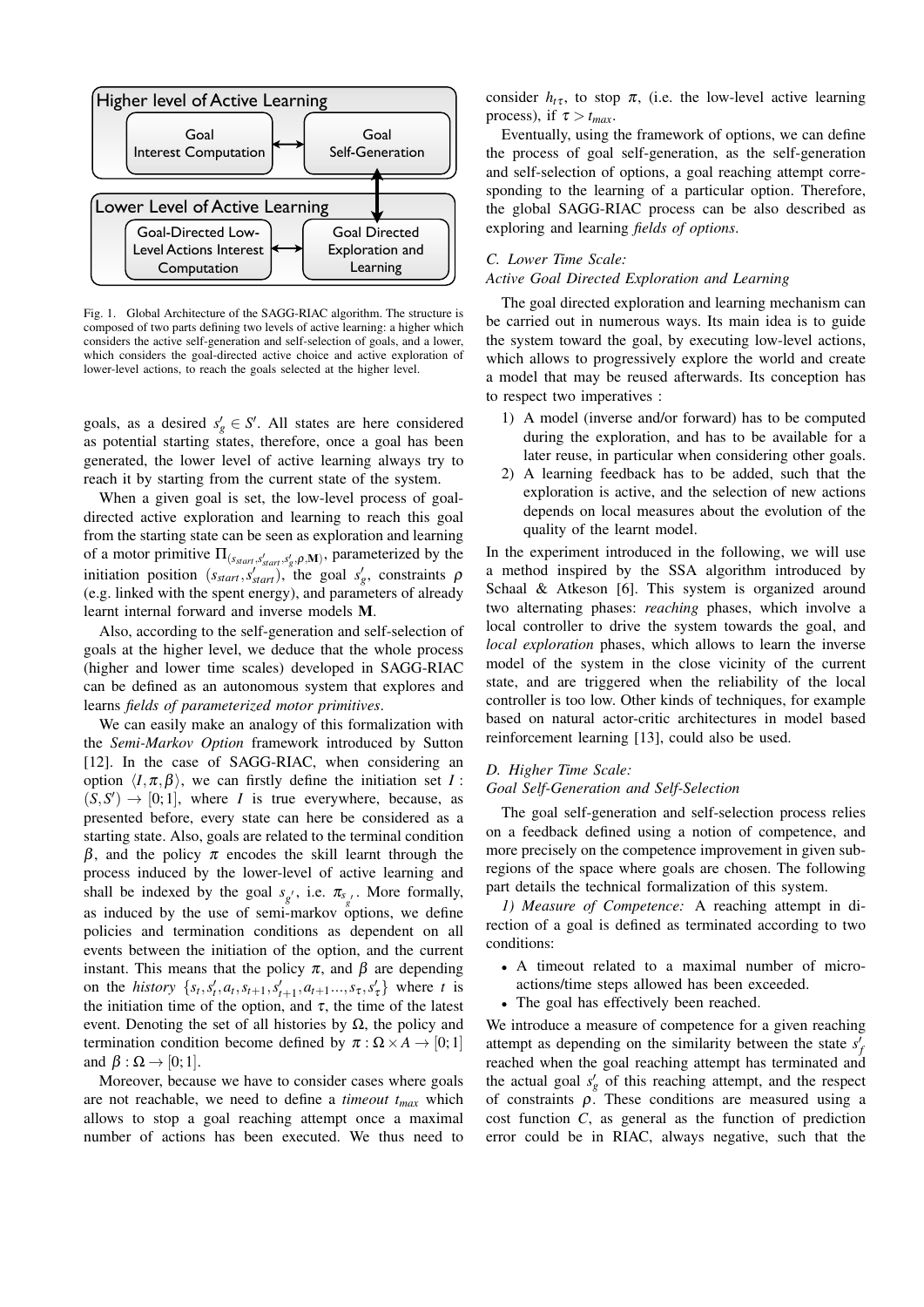Higher level of Active Learning

Goal Interest Computation

Goal Self-Generation

Lower Level of Active Learning

Goal-Directed Low-Level Actions Interest Computation

Goal Directed Exploration and Learning

Fig. 1. Global Architecture of the SAGG-RIAC algorithm. The structure is composed of two parts defining two levels of active learning: a higher which considers the active self-generation and self-selection of goals, and a lower, which considers the goal-directed active choice and active exploration of lower-level actions, to reach the goals selected at the higher level.

goals, as a desired $s'_g \in S'$. All states are here considered as potential starting states, therefore, once a goal has been generated, the lower level of active learning always try to reach it by starting from the current state of the system.

When a given goal is set, the low-level process of goal-directed active exploration and learning to reach this goal from the starting state can be seen as exploration and learning of a motor primitive $\Pi_{(s_{start}, s'_{start}, s'_g, \rho, \mathbf{M})}$, parameterized by the initiation position $(s_{start}, s'_{start})$, the goal $s'_g$, constraints $\rho$ (e.g. linked with the spent energy), and parameters of already learnt internal forward and inverse models $\mathbf{M}$.

Also, according to the self-generation and self-selection of goals at the higher level, we deduce that the whole process (higher and lower time scales) developed in SAGG-RIAC can be defined as an autonomous system that explores and learns *fields of parameterized motor primitives*.

We can easily make an analogy of this formalization with the *Semi-Markov Option* framework introduced by Sutton [12]. In the case of SAGG-RIAC, when considering an option $\langle I, \pi, \beta \rangle$, we can firstly define the initiation set $I : (S, S') \rightarrow [0;1]$, where $I$ is true everywhere, because, as presented before, every state can here be considered as a starting state. Also, goals are related to the terminal condition $\beta$, and the policy $\pi$ encodes the skill learnt through the process induced by the lower-level of active learning and shall be indexed by the goal $s_{g'}$, i.e. $\pi_{s_{g'}}$. More formally, as induced by the use of semi-markov options, we define policies and termination conditions as dependent on all events between the initiation of the option, and the current instant. This means that the policy $\pi$, and $\beta$ are depending on the *history* $\{s_t, s'_t, a_t, s_{t+1}, s'_{t+1}, a_{t+1} ..., s_\tau, s'_\tau\}$ where $t$ is the initiation time of the option, and $\tau$, the time of the latest event. Denoting the set of all histories by $\Omega$, the policy and termination condition become defined by $\pi : \Omega \times A \rightarrow [0;1]$ and $\beta : \Omega \rightarrow [0;1]$.

Moreover, because we have to consider cases where goals are not reachable, we need to define a *timeout* $t_{max}$ which allows to stop a goal reaching attempt once a maximal number of actions has been executed. We thus need to consider $h_{t\tau}$, to stop $\pi$, (i.e. the low-level active learning process), if $\tau > t_{max}$.

Eventually, using the framework of options, we can define the process of goal self-generation, as the self-generation and self-selection of options, a goal reaching attempt corresponding to the learning of a particular option. Therefore, the global SAGG-RIAC process can be also described as exploring and learning *fields of options*.

### C. Lower Time Scale: Active Goal Directed Exploration and Learning

The goal directed exploration and learning mechanism can be carried out in numerous ways. Its main idea is to guide the system toward the goal, by executing low-level actions, which allows to progressively explore the world and create a model that may be reused afterwards. Its conception has to respect two imperatives :

1) A model (inverse and/or forward) has to be computed during the exploration, and has to be available for a later reuse, in particular when considering other goals.
2) A learning feedback has to be added, such that the exploration is active, and the selection of new actions depends on local measures about the evolution of the quality of the learnt model.

In the experiment introduced in the following, we will use a method inspired by the SSA algorithm introduced by Schaal & Atkeson [6]. This system is organized around two alternating phases: *reaching* phases, which involve a local controller to drive the system towards the goal, and *local exploration* phases, which allows to learn the inverse model of the system in the close vicinity of the current state, and are triggered when the reliability of the local controller is too low. Other kinds of techniques, for example based on natural actor-critic architectures in model based reinforcement learning [13], could also be used.

### D. Higher Time Scale: Goal Self-Generation and Self-Selection

The goal self-generation and self-selection process relies on a feedback defined using a notion of competence, and more precisely on the competence improvement in given sub-regions of the space where goals are chosen. The following part details the technical formalization of this system.

*1) Measure of Competence:* A reaching attempt in direction of a goal is defined as terminated according to two conditions:

- A timeout related to a maximal number of micro-actions/time steps allowed has been exceeded.
- The goal has effectively been reached.

We introduce a measure of competence for a given reaching attempt as depending on the similarity between the state $s'_f$ reached when the goal reaching attempt has terminated and the actual goal $s'_g$ of this reaching attempt, and the respect of constraints $\rho$. These conditions are measured using a cost function $C$, as general as the function of prediction error could be in RIAC, always negative, such that the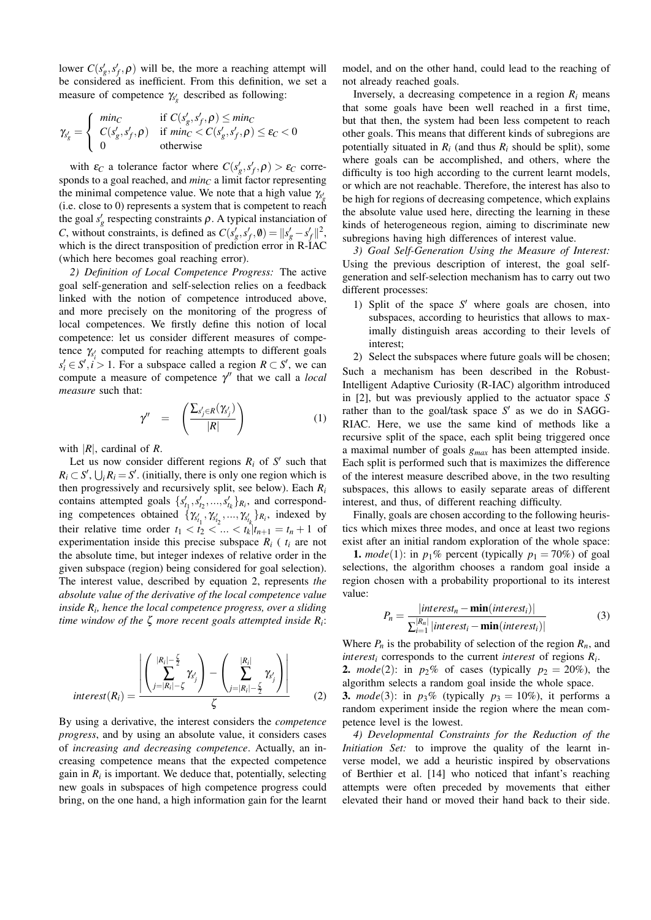lower $C(s'_g, s'_f, \rho)$ will be, the more a reaching attempt will be considered as inefficient. From this definition, we set a measure of competence $\gamma_{s'_g}$ described as following:

$$\gamma_{s'_g} = \begin{cases} min_C & \text{if } C(s'_g, s'_f, \rho) \leq min_C \\ C(s'_g, s'_f, \rho) & \text{if } min_C < C(s'_g, s'_f, \rho) \leq \varepsilon_C < 0 \\ 0 & \text{otherwise} \end{cases}$$

with $\varepsilon_C$ a tolerance factor where $C(s'_g, s'_f, \rho) > \varepsilon_C$ corresponds to a goal reached, and $min_C$ a limit factor representing the minimal competence value. We note that a high value $\gamma_{s'_g}$ (i.e. close to 0) represents a system that is competent to reach the goal $s'_g$ respecting constraints $\rho$. A typical instanciation of $C$, without constraints, is defined as $C(s'_g, s'_f, \emptyset) = \|s'_g - s'_f\|^2$, which is the direct transposition of prediction error in R-IAC (which here becomes goal reaching error).

*2) Definition of Local Competence Progress:* The active goal self-generation and self-selection relies on a feedback linked with the notion of competence introduced above, and more precisely on the monitoring of the progress of local competences. We firstly define this notion of local competence: let us consider different measures of competence $\gamma_{s'_i}$ computed for reaching attempts to different goals $s'_i \in S', i > 1$. For a subspace called a region $R \subset S'$, we can compute a measure of competence $\gamma''$ that we call a *local measure* such that:

$$\gamma'' = \left( \frac{\sum_{s'_j \in R} (\gamma_{s'_j})}{|R|} \right) \quad (1)$$

with $|R|$, cardinal of $R$.

Let us now consider different regions $R_i$ of $S'$ such that $R_i \subset S'$, $\bigcup_i R_i = S'$. (initially, there is only one region which is then progressively and recursively split, see below). Each $R_i$ contains attempted goals $\{s'_{t_1}, s'_{t_2}, ..., s'_{t_k}\}_{R_i}$, and corresponding competences obtained $\{\gamma_{s'_{t_1}}, \gamma_{s'_{t_2}}, ..., \gamma_{s'_{t_k}}\}_{R_i}$, indexed by their relative time order $t_1 < t_2 < ... < t_k | t_{n+1} = t_n + 1$ of experimentation inside this precise subspace $R_i$ ( $t_i$ are not the absolute time, but integer indexes of relative order in the given subspace (region) being considered for goal selection). The interest value, described by equation 2, represents *the absolute value of the derivative of the local competence value inside $R_i$, hence the local competence progress, over a sliding time window of the $\zeta$ more recent goals attempted inside $R_i$*:

$$interest(R_i) = \frac{\left| \left( \sum_{j=|R_i|-\zeta}^{|R_i|-\frac{\zeta}{2}} \gamma_{s'_j} \right) - \left( \sum_{j=|R_i|-\frac{\zeta}{2}}^{|R_i|} \gamma_{s'_j} \right) \right|}{\zeta} \quad (2)$$

By using a derivative, the interest considers the *competence progress*, and by using an absolute value, it considers cases of *increasing and decreasing competence*. Actually, an increasing competence means that the expected competence gain in $R_i$ is important. We deduce that, potentially, selecting new goals in subspaces of high competence progress could bring, on the one hand, a high information gain for the learnt model, and on the other hand, could lead to the reaching of not already reached goals.

Inversely, a decreasing competence in a region $R_i$ means that some goals have been well reached in a first time, but that then, the system had been less competent to reach other goals. This means that different kinds of subregions are potentially situated in $R_i$ (and thus $R_i$ should be split), some where goals can be accomplished, and others, where the difficulty is too high according to the current learnt models, or which are not reachable. Therefore, the interest has also to be high for regions of decreasing competence, which explains the absolute value used here, directing the learning in these kinds of heterogeneous region, aiming to discriminate new subregions having high differences of interest value.

*3) Goal Self-Generation Using the Measure of Interest:* Using the previous description of interest, the goal self-generation and self-selection mechanism has to carry out two different processes:

1) Split of the space $S'$ where goals are chosen, into subspaces, according to heuristics that allows to maximally distinguish areas according to their levels of interest;
2) Select the subspaces where future goals will be chosen;

Such a mechanism has been described in the Robust-Intelligent Adaptive Curiosity (R-IAC) algorithm introduced in [2], but was previously applied to the actuator space $S$ rather than to the goal/task space $S'$ as we do in SAGG-RIAC. Here, we use the same kind of methods like a recursive split of the space, each split being triggered once a maximal number of goals $g_{max}$ has been attempted inside. Each split is performed such that is maximizes the difference of the interest measure described above, in the two resulting subspaces, this allows to easily separate areas of different interest, and thus, of different reaching difficulty.

Finally, goals are chosen according to the following heuristics which mixes three modes, and once at least two regions exist after an initial random exploration of the whole space:

**1.** *mode*(1): in $p_1$% percent (typically $p_1 = 70\%$) of goal selections, the algorithm chooses a random goal inside a region chosen with a probability proportional to its interest value:

$$P_n = \frac{|interest_n - \mathbf{min}(interest_i)|}{\sum_{i=1}^{|R_n|} |interest_i - \mathbf{min}(interest_i)|} \quad (3)$$

Where $P_n$ is the probability of selection of the region $R_n$, and $interest_i$ corresponds to the current *interest* of regions $R_i$.

**2.** *mode*(2): in $p_2$% of cases (typically $p_2 = 20\%$), the algorithm selects a random goal inside the whole space.

**3.** *mode*(3): in $p_3$% (typically $p_3 = 10\%$), it performs a random experiment inside the region where the mean competence level is the lowest.

*4) Developmental Constraints for the Reduction of the Initiation Set:* to improve the quality of the learnt inverse model, we add a heuristic inspired by observations of Berthier et al. [14] who noticed that infant's reaching attempts were often preceded by movements that either elevated their hand or moved their hand back to their side.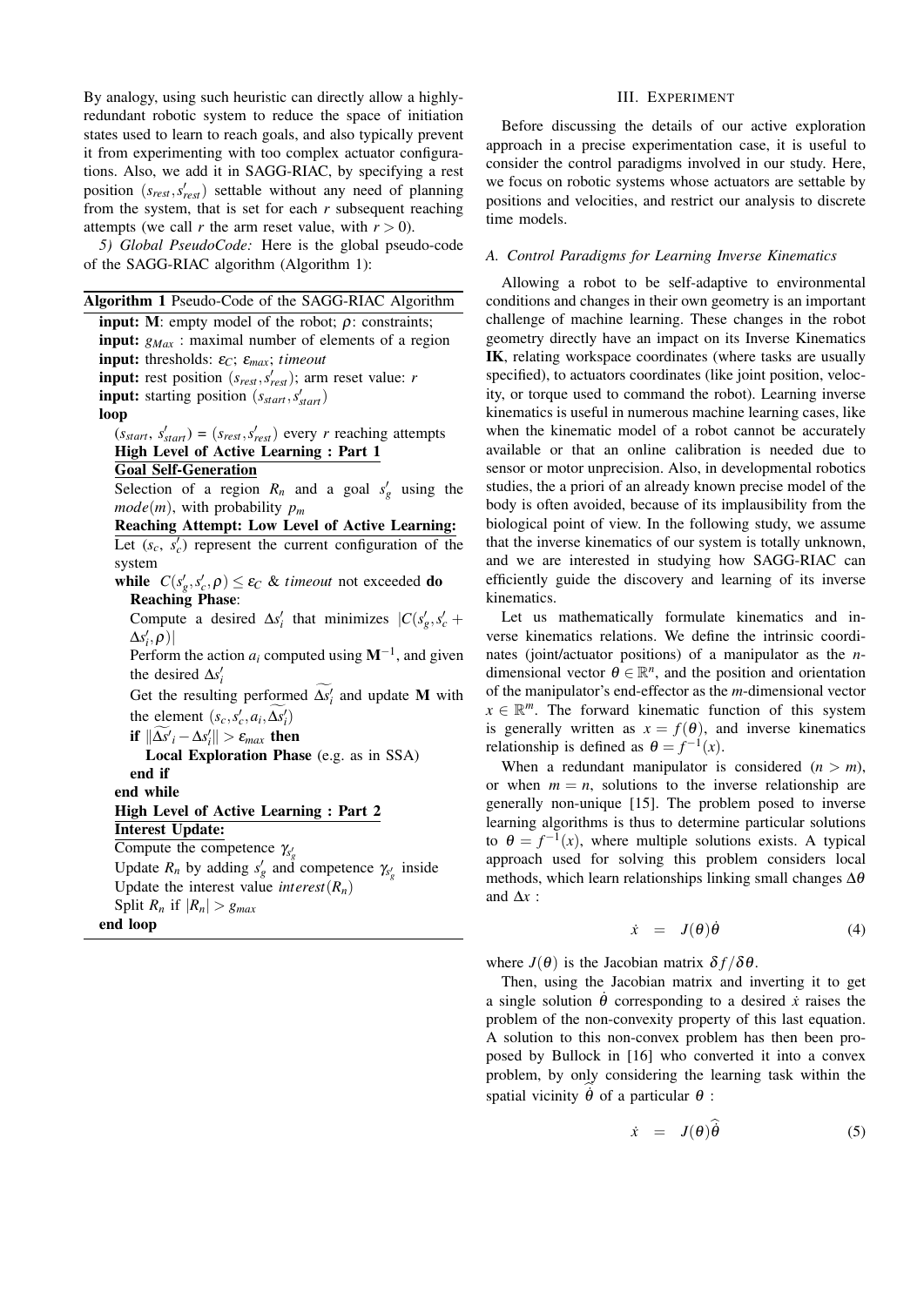By analogy, using such heuristic can directly allow a highly-redundant robotic system to reduce the space of initiation states used to learn to reach goals, and also typically prevent it from experimenting with too complex actuator configurations. Also, we add it in SAGG-RIAC, by specifying a rest position $(s_{rest}, s'_{rest})$ settable without any need of planning from the system, that is set for each $r$ subsequent reaching attempts (we call $r$ the arm reset value, with $r > 0$).

*5) Global PseudoCode:* Here is the global pseudo-code of the SAGG-RIAC algorithm (Algorithm 1):

**Algorithm 1** Pseudo-Code of the SAGG-RIAC Algorithm

```
input: M: empty model of the robot; ρ: constraints;
input: g_Max : maximal number of elements of a region
input: thresholds: ε_C; ε_max; timeout
input: rest position (s_rest, s'_rest); arm reset value: r
input: starting position (s_start, s'_start)
loop
  (s_start, s'_start) = (s_rest, s'_rest) every r reaching attempts
  High Level of Active Learning : Part 1
  Goal Self-Generation
  Selection of a region R_n and a goal s'_g using the mode(m), with probability p_m
  Reaching Attempt: Low Level of Active Learning:
  Let (s_c, s'_c) represent the current configuration of the system
  while C(s'_g, s'_c, ρ) ≤ ε_C & timeout not exceeded do
    Reaching Phase:
    Compute a desired Δs'_i that minimizes |C(s'_g, s'_c + Δs'_i, ρ)|
    Perform the action a_i computed using M^{-1}, and given the desired Δs'_i
    Get the resulting performed ~Δs'_i and update M with the element (s_c, s'_c, a_i, ~Δs'_i)
    if ||~Δs'_i − Δs'_i|| > ε_max then
      Local Exploration Phase (e.g. as in SSA)
    end if
  end while
  High Level of Active Learning : Part 2
  Interest Update:
  Compute the competence γ_{s'_g}
  Update R_n by adding s'_g and competence γ_{s'_g} inside
  Update the interest value interest(R_n)
  Split R_n if |R_n| > g_max
end loop
```

## III. Experiment

Before discussing the details of our active exploration approach in a precise experimentation case, it is useful to consider the control paradigms involved in our study. Here, we focus on robotic systems whose actuators are settable by positions and velocities, and restrict our analysis to discrete time models.

### A. Control Paradigms for Learning Inverse Kinematics

Allowing a robot to be self-adaptive to environmental conditions and changes in their own geometry is an important challenge of machine learning. These changes in the robot geometry directly have an impact on its Inverse Kinematics **IK**, relating workspace coordinates (where tasks are usually specified), to actuators coordinates (like joint position, velocity, or torque used to command the robot). Learning inverse kinematics is useful in numerous machine learning cases, like when the kinematic model of a robot cannot be accurately available or that an online calibration is needed due to sensor or motor unprecision. Also, in developmental robotics studies, the a priori of an already known precise model of the body is often avoided, because of its implausibility from the biological point of view. In the following study, we assume that the inverse kinematics of our system is totally unknown, and we are interested in studying how SAGG-RIAC can efficiently guide the discovery and learning of its inverse kinematics.

Let us mathematically formulate kinematics and inverse kinematics relations. We define the intrinsic coordinates (joint/actuator positions) of a manipulator as the $n$-dimensional vector $\theta \in \mathbb{R}^n$, and the position and orientation of the manipulator's end-effector as the $m$-dimensional vector $x \in \mathbb{R}^m$. The forward kinematic function of this system is generally written as $x = f(\theta)$, and inverse kinematics relationship is defined as $\theta = f^{-1}(x)$.

When a redundant manipulator is considered ($n > m$), or when $m = n$, solutions to the inverse relationship are generally non-unique [15]. The problem posed to inverse learning algorithms is thus to determine particular solutions to $\theta = f^{-1}(x)$, where multiple solutions exists. A typical approach used for solving this problem considers local methods, which learn relationships linking small changes $\Delta\theta$ and $\Delta x$ :

$$\dot{x} \quad = \quad J(\theta)\dot{\theta} \tag{4}$$

where $J(\theta)$ is the Jacobian matrix $\delta f / \delta\theta$.

Then, using the Jacobian matrix and inverting it to get a single solution $\dot{\theta}$ corresponding to a desired $\dot{x}$ raises the problem of the non-convexity property of this last equation. A solution to this non-convex problem has then been proposed by Bullock in [16] who converted it into a convex problem, by only considering the learning task within the spatial vicinity $\hat{\dot{\theta}}$ of a particular $\theta$ :

$$\dot{x} \quad = \quad J(\theta)\hat{\dot{\theta}} \tag{5}$$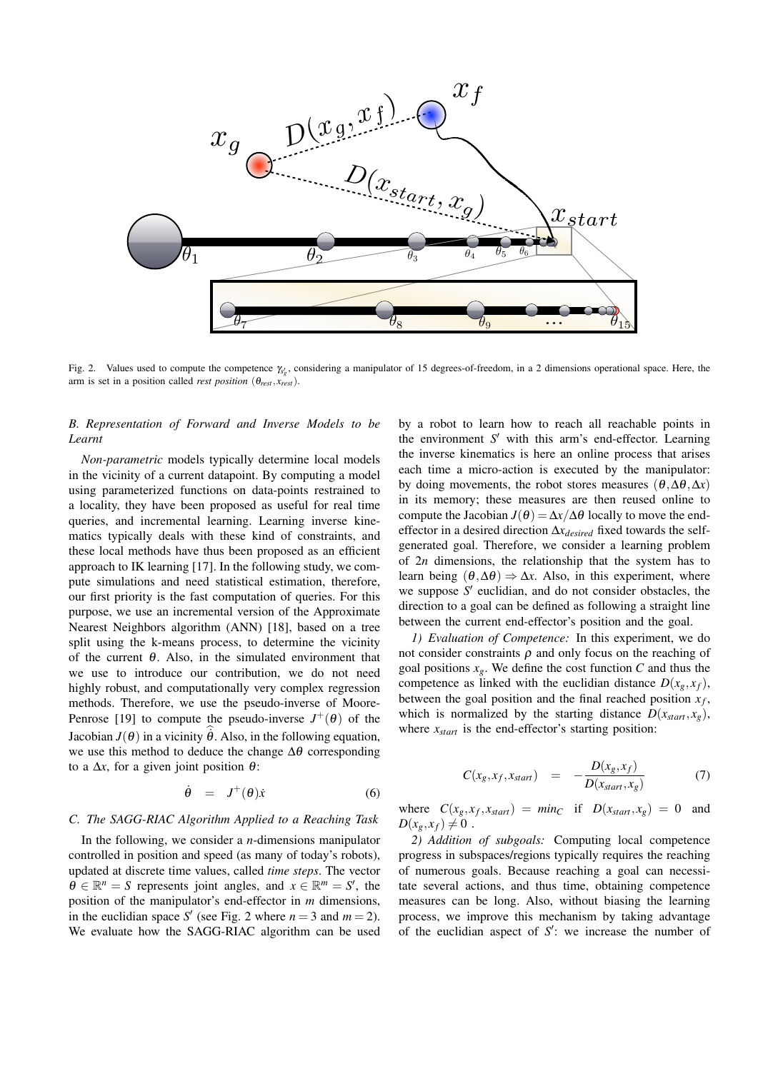Fig. 2. Values used to compute the competence $\gamma_{s'_g}$, considering a manipulator of 15 degrees-of-freedom, in a 2 dimensions operational space. Here, the arm is set in a position called *rest position* $(\theta_{rest}, x_{rest})$.

### B. Representation of Forward and Inverse Models to be Learnt

*Non-parametric* models typically determine local models in the vicinity of a current datapoint. By computing a model using parameterized functions on data-points restrained to a locality, they have been proposed as useful for real time queries, and incremental learning. Learning inverse kinematics typically deals with these kind of constraints, and these local methods have thus been proposed as an efficient approach to IK learning [17]. In the following study, we compute simulations and need statistical estimation, therefore, our first priority is the fast computation of queries. For this purpose, we use an incremental version of the Approximate Nearest Neighbors algorithm (ANN) [18], based on a tree split using the k-means process, to determine the vicinity of the current $\theta$. Also, in the simulated environment that we use to introduce our contribution, we do not need highly robust, and computationally very complex regression methods. Therefore, we use the pseudo-inverse of Moore-Penrose [19] to compute the pseudo-inverse $J^{+}(\theta)$ of the Jacobian $J(\theta)$ in a vicinity $\widehat{\theta}$. Also, in the following equation, we use this method to deduce the change $\Delta\theta$ corresponding to a $\Delta x$, for a given joint position $\theta$:

$$\dot{\theta} \quad = \quad J^{+}(\theta)\dot{x} \tag{6}$$

### C. The SAGG-RIAC Algorithm Applied to a Reaching Task

In the following, we consider a *n*-dimensions manipulator controlled in position and speed (as many of today's robots), updated at discrete time values, called *time steps*. The vector $\theta \in \mathbb{R}^n = S$ represents joint angles, and $x \in \mathbb{R}^m = S'$, the position of the manipulator's end-effector in $m$ dimensions, in the euclidian space $S'$ (see Fig. 2 where $n = 3$ and $m = 2$). We evaluate how the SAGG-RIAC algorithm can be used by a robot to learn how to reach all reachable points in the environment $S'$ with this arm's end-effector. Learning the inverse kinematics is here an online process that arises each time a micro-action is executed by the manipulator: by doing movements, the robot stores measures $(\theta, \Delta\theta, \Delta x)$ in its memory; these measures are then reused online to compute the Jacobian $J(\theta) = \Delta x / \Delta\theta$ locally to move the end-effector in a desired direction $\Delta x_{desired}$ fixed towards the self-generated goal. Therefore, we consider a learning problem of $2n$ dimensions, the relationship that the system has to learn being $(\theta, \Delta\theta) \Rightarrow \Delta x$. Also, in this experiment, where we suppose $S'$ euclidian, and do not consider obstacles, the direction to a goal can be defined as following a straight line between the current end-effector's position and the goal.

*1) Evaluation of Competence:* In this experiment, we do not consider constraints $\rho$ and only focus on the reaching of goal positions $x_g$. We define the cost function $C$ and thus the competence as linked with the euclidian distance $D(x_g, x_f)$, between the goal position and the final reached position $x_f$, which is normalized by the starting distance $D(x_{start}, x_g)$, where $x_{start}$ is the end-effector's starting position:

$$C(x_g, x_f, x_{start}) \quad = \quad -\frac{D(x_g, x_f)}{D(x_{start}, x_g)} \tag{7}$$

where $C(x_g, x_f, x_{start}) = min_C$ if $D(x_{start}, x_g) = 0$ and $D(x_g, x_f) \neq 0$ .

*2) Addition of subgoals:* Computing local competence progress in subspaces/regions typically requires the reaching of numerous goals. Because reaching a goal can necessitate several actions, and thus time, obtaining competence measures can be long. Also, without biasing the learning process, we improve this mechanism by taking advantage of the euclidian aspect of $S'$: we increase the number of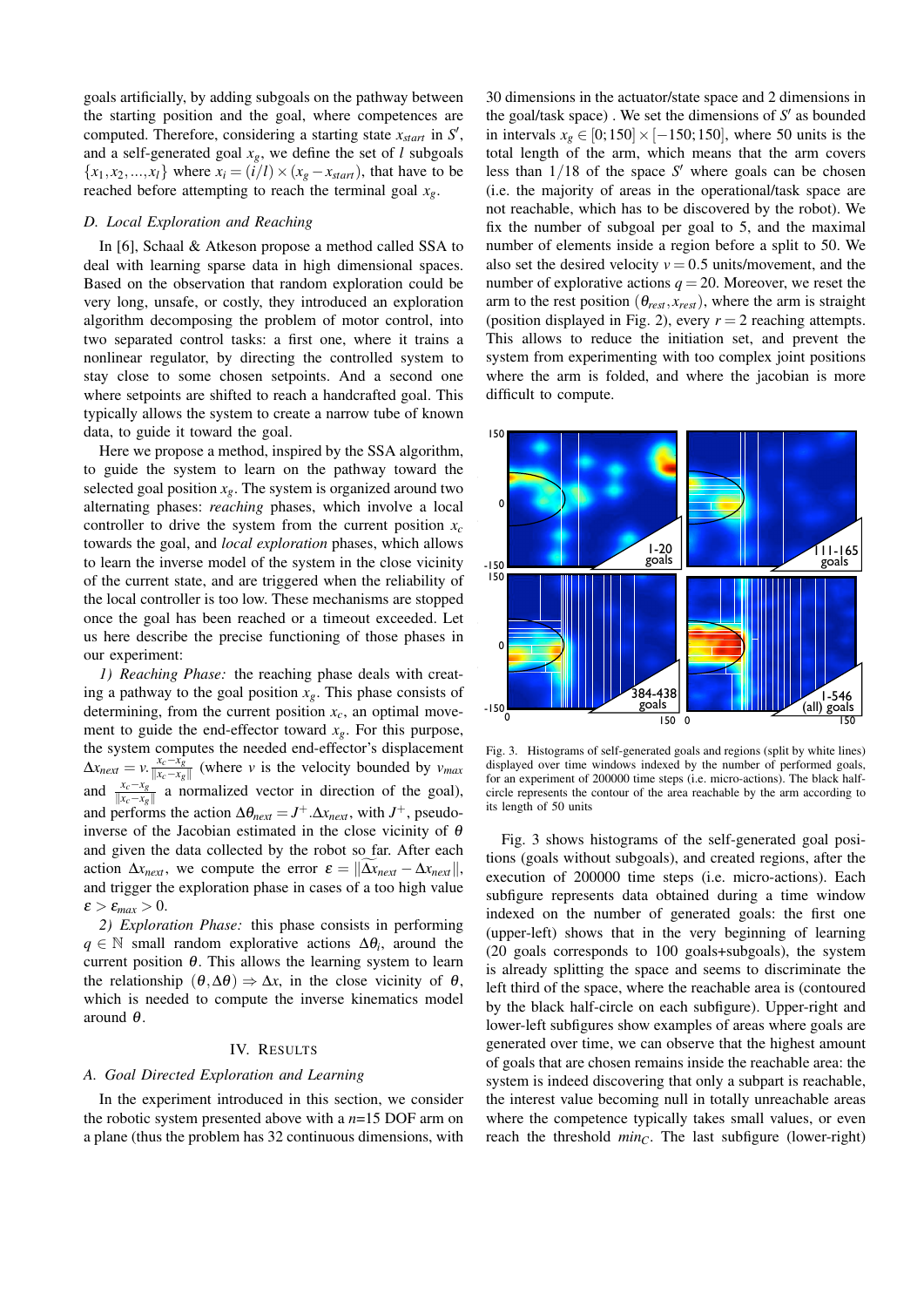goals artificially, by adding subgoals on the pathway between the starting position and the goal, where competences are computed. Therefore, considering a starting state $x_{start}$ in $S'$, and a self-generated goal $x_g$, we define the set of $l$ subgoals $\{x_1, x_2, ..., x_l\}$ where $x_i = (i/l) \times (x_g - x_{start})$, that have to be reached before attempting to reach the terminal goal $x_g$.

### D. Local Exploration and Reaching

In [6], Schaal & Atkeson propose a method called SSA to deal with learning sparse data in high dimensional spaces. Based on the observation that random exploration could be very long, unsafe, or costly, they introduced an exploration algorithm decomposing the problem of motor control, into two separated control tasks: a first one, where it trains a nonlinear regulator, by directing the controlled system to stay close to some chosen setpoints. And a second one where setpoints are shifted to reach a handcrafted goal. This typically allows the system to create a narrow tube of known data, to guide it toward the goal.

Here we propose a method, inspired by the SSA algorithm, to guide the system to learn on the pathway toward the selected goal position $x_g$. The system is organized around two alternating phases: *reaching* phases, which involve a local controller to drive the system from the current position $x_c$ towards the goal, and *local exploration* phases, which allows to learn the inverse model of the system in the close vicinity of the current state, and are triggered when the reliability of the local controller is too low. These mechanisms are stopped once the goal has been reached or a timeout exceeded. Let us here describe the precise functioning of those phases in our experiment:

*1) Reaching Phase:* the reaching phase deals with creating a pathway to the goal position $x_g$. This phase consists of determining, from the current position $x_c$, an optimal movement to guide the end-effector toward $x_g$. For this purpose, the system computes the needed end-effector's displacement $\Delta x_{next} = v.\frac{x_c - x_g}{\|x_c - x_g\|}$ (where $v$ is the velocity bounded by $v_{max}$ and $\frac{x_c - x_g}{\|x_c - x_g\|}$ a normalized vector in direction of the goal), and performs the action $\Delta\theta_{next} = J^+.\Delta x_{next}$, with $J^+$, pseudo-inverse of the Jacobian estimated in the close vicinity of $\theta$ and given the data collected by the robot so far. After each action $\Delta x_{next}$, we compute the error $\varepsilon = \|\widetilde{\Delta x}_{next} - \Delta x_{next}\|$, and trigger the exploration phase in cases of a too high value $\varepsilon > \varepsilon_{max} > 0$.

*2) Exploration Phase:* this phase consists in performing $q \in \mathbb{N}$ small random explorative actions $\Delta\theta_i$, around the current position $\theta$. This allows the learning system to learn the relationship $(\theta, \Delta\theta) \Rightarrow \Delta x$, in the close vicinity of $\theta$, which is needed to compute the inverse kinematics model around $\theta$.

## IV. Results

### A. Goal Directed Exploration and Learning

In the experiment introduced in this section, we consider the robotic system presented above with a $n$=15 DOF arm on a plane (thus the problem has 32 continuous dimensions, with 30 dimensions in the actuator/state space and 2 dimensions in the goal/task space) . We set the dimensions of $S'$ as bounded in intervals $x_g \in [0;150] \times [-150;150]$, where 50 units is the total length of the arm, which means that the arm covers less than $1/18$ of the space $S'$ where goals can be chosen (i.e. the majority of areas in the operational/task space are not reachable, which has to be discovered by the robot). We fix the number of subgoal per goal to 5, and the maximal number of elements inside a region before a split to 50. We also set the desired velocity $v = 0.5$ units/movement, and the number of explorative actions $q = 20$. Moreover, we reset the arm to the rest position $(\theta_{rest}, x_{rest})$, where the arm is straight (position displayed in Fig. 2), every $r = 2$ reaching attempts. This allows to reduce the initiation set, and prevent the system from experimenting with too complex joint positions where the arm is folded, and where the jacobian is more difficult to compute.

Fig. 3. Histograms of self-generated goals and regions (split by white lines) displayed over time windows indexed by the number of performed goals, for an experiment of 200000 time steps (i.e. micro-actions). The black half-circle represents the contour of the area reachable by the arm according to its length of 50 units

Fig. 3 shows histograms of the self-generated goal positions (goals without subgoals), and created regions, after the execution of 200000 time steps (i.e. micro-actions). Each subfigure represents data obtained during a time window indexed on the number of generated goals: the first one (upper-left) shows that in the very beginning of learning (20 goals corresponds to 100 goals+subgoals), the system is already splitting the space and seems to discriminate the left third of the space, where the reachable area is (contoured by the black half-circle on each subfigure). Upper-right and lower-left subfigures show examples of areas where goals are generated over time, we can observe that the highest amount of goals that are chosen remains inside the reachable area: the system is indeed discovering that only a subpart is reachable, the interest value becoming null in totally unreachable areas where the competence typically takes small values, or even reach the threshold $min_C$. The last subfigure (lower-right)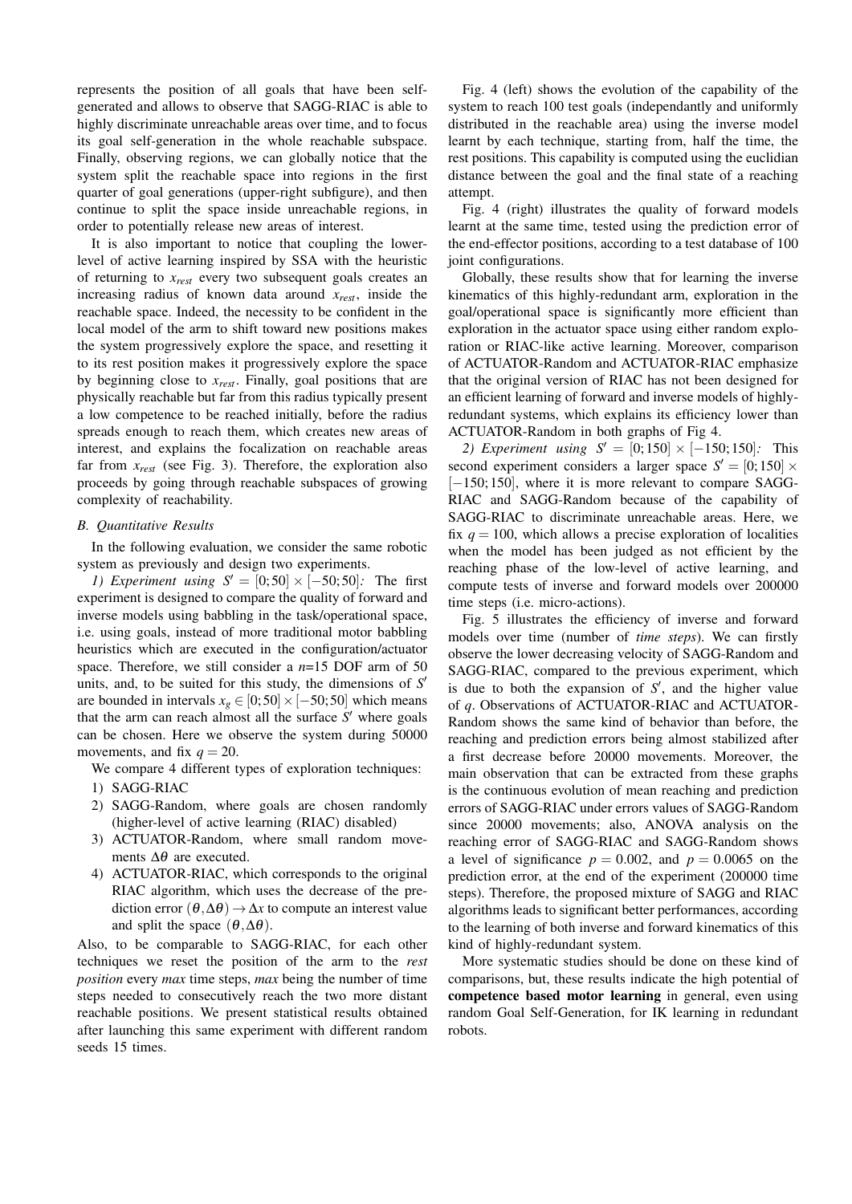represents the position of all goals that have been self-generated and allows to observe that SAGG-RIAC is able to highly discriminate unreachable areas over time, and to focus its goal self-generation in the whole reachable subspace. Finally, observing regions, we can globally notice that the system split the reachable space into regions in the first quarter of goal generations (upper-right subfigure), and then continue to split the space inside unreachable regions, in order to potentially release new areas of interest.

It is also important to notice that coupling the lower-level of active learning inspired by SSA with the heuristic of returning to $x_{rest}$ every two subsequent goals creates an increasing radius of known data around $x_{rest}$, inside the reachable space. Indeed, the necessity to be confident in the local model of the arm to shift toward new positions makes the system progressively explore the space, and resetting it to its rest position makes it progressively explore the space by beginning close to $x_{rest}$. Finally, goal positions that are physically reachable but far from this radius typically present a low competence to be reached initially, before the radius spreads enough to reach them, which creates new areas of interest, and explains the focalization on reachable areas far from $x_{rest}$ (see Fig. 3). Therefore, the exploration also proceeds by going through reachable subspaces of growing complexity of reachability.

### B. Quantitative Results

In the following evaluation, we consider the same robotic system as previously and design two experiments.

*1) Experiment using $S' = [0;50] \times [-50;50]$:* The first experiment is designed to compare the quality of forward and inverse models using babbling in the task/operational space, i.e. using goals, instead of more traditional motor babbling heuristics which are executed in the configuration/actuator space. Therefore, we still consider a $n$=15 DOF arm of 50 units, and, to be suited for this study, the dimensions of $S'$ are bounded in intervals $x_g \in [0;50] \times [-50;50]$ which means that the arm can reach almost all the surface $S'$ where goals can be chosen. Here we observe the system during 50000 movements, and fix $q = 20$.

We compare 4 different types of exploration techniques:

1) SAGG-RIAC
2) SAGG-Random, where goals are chosen randomly (higher-level of active learning (RIAC) disabled)
3) ACTUATOR-Random, where small random movements $\Delta\theta$ are executed.
4) ACTUATOR-RIAC, which corresponds to the original RIAC algorithm, which uses the decrease of the prediction error $(\theta, \Delta\theta) \rightarrow \Delta x$ to compute an interest value and split the space $(\theta, \Delta\theta)$.

Also, to be comparable to SAGG-RIAC, for each other techniques we reset the position of the arm to the *rest position* every *max* time steps, *max* being the number of time steps needed to consecutively reach the two more distant reachable positions. We present statistical results obtained after launching this same experiment with different random seeds 15 times.

Fig. 4 (left) shows the evolution of the capability of the system to reach 100 test goals (independantly and uniformly distributed in the reachable area) using the inverse model learnt by each technique, starting from, half the time, the rest positions. This capability is computed using the euclidian distance between the goal and the final state of a reaching attempt.

Fig. 4 (right) illustrates the quality of forward models learnt at the same time, tested using the prediction error of the end-effector positions, according to a test database of 100 joint configurations.

Globally, these results show that for learning the inverse kinematics of this highly-redundant arm, exploration in the goal/operational space is significantly more efficient than exploration in the actuator space using either random exploration or RIAC-like active learning. Moreover, comparison of ACTUATOR-Random and ACTUATOR-RIAC emphasize that the original version of RIAC has not been designed for an efficient learning of forward and inverse models of highly-redundant systems, which explains its efficiency lower than ACTUATOR-Random in both graphs of Fig 4.

*2) Experiment using $S' = [0;150] \times [-150;150]$:* This second experiment considers a larger space $S' = [0;150] \times [-150;150]$, where it is more relevant to compare SAGG-RIAC and SAGG-Random because of the capability of SAGG-RIAC to discriminate unreachable areas. Here, we fix $q = 100$, which allows a precise exploration of localities when the model has been judged as not efficient by the reaching phase of the low-level of active learning, and compute tests of inverse and forward models over 200000 time steps (i.e. micro-actions).

Fig. 5 illustrates the efficiency of inverse and forward models over time (number of *time steps*). We can firstly observe the lower decreasing velocity of SAGG-Random and SAGG-RIAC, compared to the previous experiment, which is due to both the expansion of $S'$, and the higher value of $q$. Observations of ACTUATOR-RIAC and ACTUATOR-Random shows the same kind of behavior than before, the reaching and prediction errors being almost stabilized after a first decrease before 20000 movements. Moreover, the main observation that can be extracted from these graphs is the continuous evolution of mean reaching and prediction errors of SAGG-RIAC under errors values of SAGG-Random since 20000 movements; also, ANOVA analysis on the reaching error of SAGG-RIAC and SAGG-Random shows a level of significance $p = 0.002$, and $p = 0.0065$ on the prediction error, at the end of the experiment (200000 time steps). Therefore, the proposed mixture of SAGG and RIAC algorithms leads to significant better performances, according to the learning of both inverse and forward kinematics of this kind of highly-redundant system.

More systematic studies should be done on these kind of comparisons, but, these results indicate the high potential of **competence based motor learning** in general, even using random Goal Self-Generation, for IK learning in redundant robots.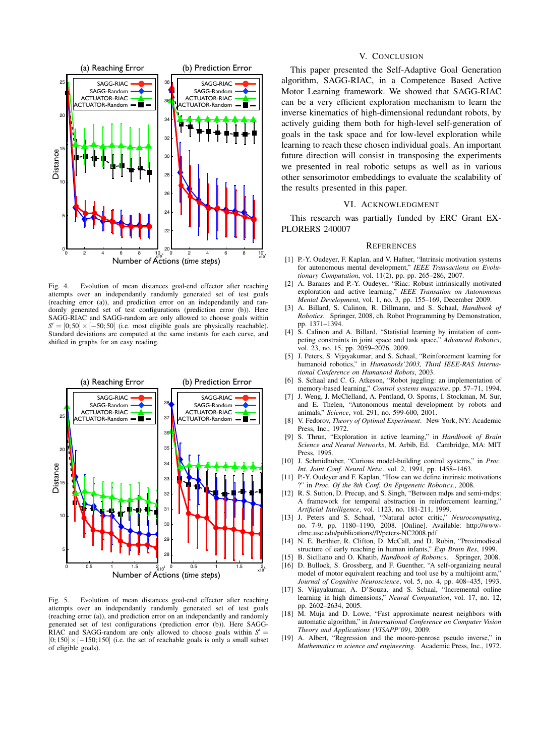(a) Reaching Error

(b) Prediction Error

SAGG-RIAC
SAGG-Random
ACTUATOR-RIAC
ACTUATOR-Random

Distance

Number of Actions (*time steps*)

Fig. 4. Evolution of mean distances goal-end effector after reaching attempts over an independantly randomly generated set of test goals (reaching error (a)), and prediction error on an independantly and randomly generated set of test configurations (prediction error (b)). Here SAGG-RIAC and SAGG-random are only allowed to choose goals within $S' = [0;50] \times [-50;50]$ (i.e. most eligible goals are physically reachable). Standard deviations are computed at the same instants for each curve, and shifted in graphs for an easy reading.

(a) Reaching Error

(b) Prediction Error

SAGG-RIAC
SAGG-Random
ACTUATOR-RIAC
ACTUATOR-Random

Distance

Number of Actions (*time steps*)

Fig. 5. Evolution of mean distances goal-end effector after reaching attempts over an independantly randomly generated set of test goals (reaching error (a)), and prediction error on an independantly and randomly generated set of test configurations (prediction error (b)). Here SAGG-RIAC and SAGG-random are only allowed to choose goals within $S' = [0;150] \times [-150;150]$ (i.e. the set of reachable goals is only a small subset of eligible goals).

## V. Conclusion

This paper presented the Self-Adaptive Goal Generation algorithm, SAGG-RIAC, in a Competence Based Active Motor Learning framework. We showed that SAGG-RIAC can be a very efficient exploration mechanism to learn the inverse kinematics of high-dimensional redundant robots, by actively guiding them both for high-level self-generation of goals in the task space and for low-level exploration while learning to reach these chosen individual goals. An important future direction will consist in transposing the experiments we presented in real robotic setups as well as in various other sensorimotor embeddings to evaluate the scalability of the results presented in this paper.

## VI. Acknowledgment

This research was partially funded by ERC Grant EXPLORERS 240007

## References

[1] P.-Y. Oudeyer, F. Kaplan, and V. Hafner, "Intrinsic motivation systems for autonomous mental development," *IEEE Transactions on Evolutionary Computation*, vol. 11(2), pp. pp. 265–286, 2007.

[2] A. Baranes and P.-Y. Oudeyer, "Riac: Robust intrinsically motivated exploration and active learning," *IEEE Transation on Autonomous Mental Development*, vol. 1, no. 3, pp. 155–169, December 2009.

[3] A. Billard, S. Calinon, R. Dillmann, and S. Schaal, *Handbook of Robotics*. Springer, 2008, ch. Robot Programming by Demonstration, pp. 1371–1394.

[4] S. Calinon and A. Billard, "Statistial learning by imitation of competing constraints in joint space and task space," *Advanced Robotics*, vol. 23, no. 15, pp. 2059–2076, 2009.

[5] J. Peters, S. Vijayakumar, and S. Schaal, "Reinforcement learning for humanoid robotics," in *Humanoids'2003, Third IEEE-RAS International Conference on Humanoid Robots*, 2003.

[6] S. Schaal and C. G. Atkeson, "Robot juggling: an implementation of memory-based learning," *Control systems magazine*, pp. 57–71, 1994.

[7] J. Weng, J. McClelland, A. Pentland, O. Sporns, I. Stockman, M. Sur, and E. Thelen, "Autonomous mental development by robots and animals," *Science*, vol. 291, no. 599-600, 2001.

[8] V. Fedorov, *Theory of Optimal Experiment*. New York, NY: Academic Press, Inc., 1972.

[9] S. Thrun, "Exploration in active learning," in *Handbook of Brain Science and Neural Networks*, M. Arbib, Ed. Cambridge, MA: MIT Press, 1995.

[10] J. Schmidhuber, "Curious model-building control systems," in *Proc. Int. Joint Conf. Neural Netw.*, vol. 2, 1991, pp. 1458–1463.

[11] P.-Y. Oudeyer and F. Kaplan, "How can we define intrinsic motivations ?" in *Proc. Of the 8th Conf. On Epigenetic Robotics.*, 2008.

[12] R. S. Sutton, D. Precup, and S. Singh, "Between mdps and semi-mdps: A framework for temporal abstraction in reinforcement learning," *Artificial Intelligence*, vol. 1123, no. 181-211, 1999.

[13] J. Peters and S. Schaal, "Natural actor critic," *Neurocomputing*, no. 7-9, pp. 1180–1190, 2008. [Online]. Available: http://www-clmc.usc.edu/publications//P/peters-NC2008.pdf

[14] N. E. Berthier, R. Clifton, D. McCall, and D. Robin, "Proximodistal structure of early reaching in human infants," *Exp Brain Res*, 1999.

[15] B. Siciliano and O. Khatib, *Handbook of Robotics*. Springer, 2008.

[16] D. Bullock, S. Grossberg, and F. Guenther, "A self-organizing neural model of motor equivalent reaching and tool use by a multijoint arm," *Journal of Cognitive Neuroscience*, vol. 5, no. 4, pp. 408–435, 1993.

[17] S. Vijayakumar, A. D'Souza, and S. Schaal, "Incremental online learning in high dimensions," *Neural Computation*, vol. 17, no. 12, pp. 2602–2634, 2005.

[18] M. Muja and D. Lowe, "Fast approximate nearest neighbors with automatic algorithm," in *International Conference on Computer Vision Theory and Applications (VISAPP'09)*, 2009.

[19] A. Albert, "Regression and the moore-penrose pseudo inverse," in *Mathematics in science and engineering*. Academic Press, Inc., 1972.